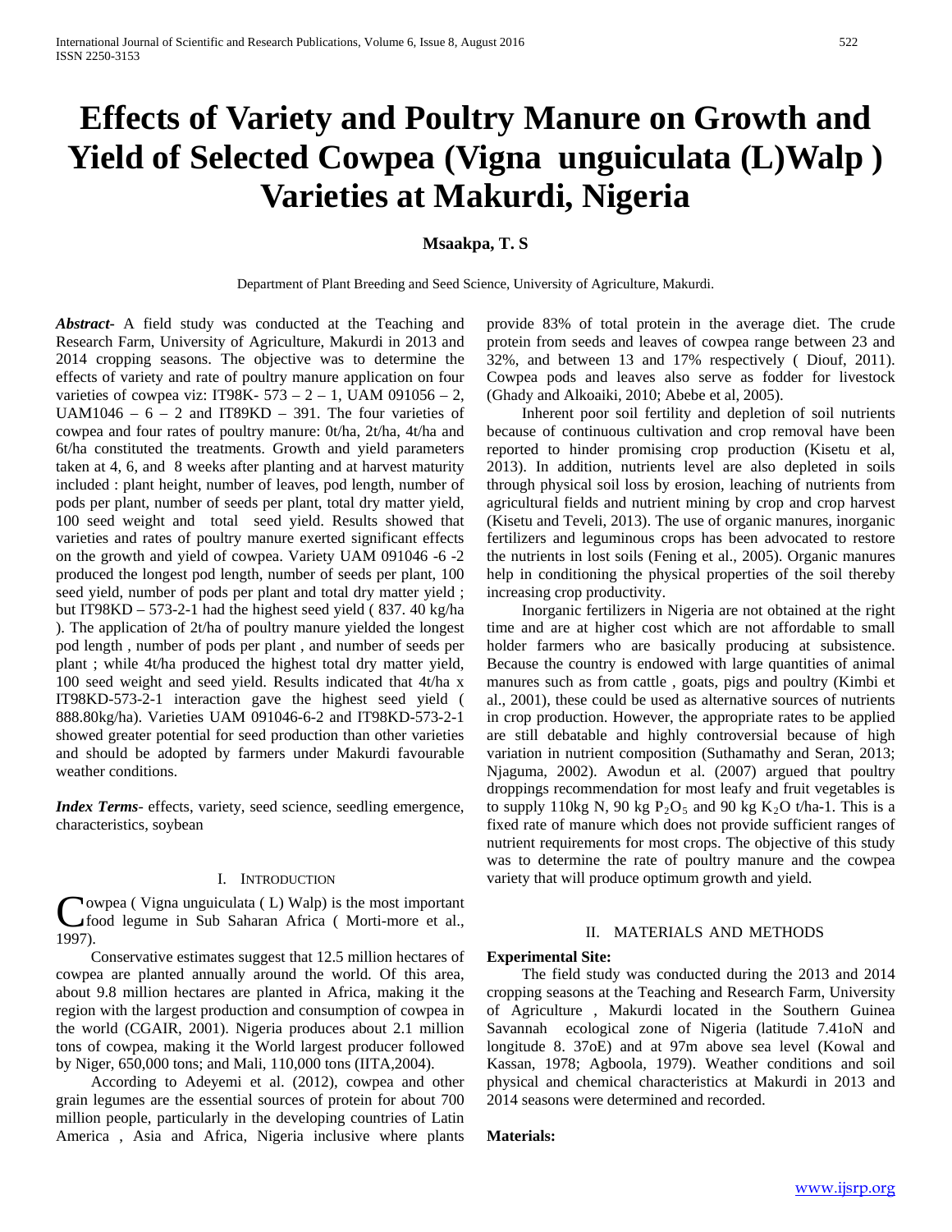# Effects of Variety and Poultry Manure on Growth and Yield of Selected Cowpea (Vigna unguiculata (L)Walp ) Varieties at Makurdi, Nigeria

**Msaakpa, T. S**

Department of Plant Breeding and Seed Science, University of Agriculture, Makurdi.

***Abstract***- A field study was conducted at the Teaching and Research Farm, University of Agriculture, Makurdi in 2013 and 2014 cropping seasons. The objective was to determine the effects of variety and rate of poultry manure application on four varieties of cowpea viz: IT98K- 573 – 2 – 1, UAM 091056 – 2, UAM1046 – 6 – 2 and IT89KD – 391. The four varieties of cowpea and four rates of poultry manure: 0t/ha, 2t/ha, 4t/ha and 6t/ha constituted the treatments. Growth and yield parameters taken at 4, 6, and 8 weeks after planting and at harvest maturity included : plant height, number of leaves, pod length, number of pods per plant, number of seeds per plant, total dry matter yield, 100 seed weight and total seed yield. Results showed that varieties and rates of poultry manure exerted significant effects on the growth and yield of cowpea. Variety UAM 091046 -6 -2 produced the longest pod length, number of seeds per plant, 100 seed yield, number of pods per plant and total dry matter yield ; but IT98KD – 573-2-1 had the highest seed yield ( 837. 40 kg/ha ). The application of 2t/ha of poultry manure yielded the longest pod length , number of pods per plant , and number of seeds per plant ; while 4t/ha produced the highest total dry matter yield, 100 seed weight and seed yield. Results indicated that 4t/ha x IT98KD-573-2-1 interaction gave the highest seed yield ( 888.80kg/ha). Varieties UAM 091046-6-2 and IT98KD-573-2-1 showed greater potential for seed production than other varieties and should be adopted by farmers under Makurdi favourable weather conditions.

***Index Terms***- effects, variety, seed science, seedling emergence, characteristics, soybean

## I. Introduction

Cowpea ( Vigna unguiculata ( L) Walp) is the most important food legume in Sub Saharan Africa ( Morti-more et al., 1997).

Conservative estimates suggest that 12.5 million hectares of cowpea are planted annually around the world. Of this area, about 9.8 million hectares are planted in Africa, making it the region with the largest production and consumption of cowpea in the world (CGAIR, 2001). Nigeria produces about 2.1 million tons of cowpea, making it the World largest producer followed by Niger, 650,000 tons; and Mali, 110,000 tons (IITA,2004).

According to Adeyemi et al. (2012), cowpea and other grain legumes are the essential sources of protein for about 700 million people, particularly in the developing countries of Latin America , Asia and Africa, Nigeria inclusive where plants provide 83% of total protein in the average diet. The crude protein from seeds and leaves of cowpea range between 23 and 32%, and between 13 and 17% respectively ( Diouf, 2011). Cowpea pods and leaves also serve as fodder for livestock (Ghady and Alkoaiki, 2010; Abebe et al, 2005).

Inherent poor soil fertility and depletion of soil nutrients because of continuous cultivation and crop removal have been reported to hinder promising crop production (Kisetu et al, 2013). In addition, nutrients level are also depleted in soils through physical soil loss by erosion, leaching of nutrients from agricultural fields and nutrient mining by crop and crop harvest (Kisetu and Teveli, 2013). The use of organic manures, inorganic fertilizers and leguminous crops has been advocated to restore the nutrients in lost soils (Fening et al., 2005). Organic manures help in conditioning the physical properties of the soil thereby increasing crop productivity.

Inorganic fertilizers in Nigeria are not obtained at the right time and are at higher cost which are not affordable to small holder farmers who are basically producing at subsistence. Because the country is endowed with large quantities of animal manures such as from cattle , goats, pigs and poultry (Kimbi et al., 2001), these could be used as alternative sources of nutrients in crop production. However, the appropriate rates to be applied are still debatable and highly controversial because of high variation in nutrient composition (Suthamathy and Seran, 2013; Njaguma, 2002). Awodun et al. (2007) argued that poultry droppings recommendation for most leafy and fruit vegetables is to supply 110kg N, 90 kg $P_2O_5$ and 90 kg $K_2O$ t/ha-1. This is a fixed rate of manure which does not provide sufficient ranges of nutrient requirements for most crops. The objective of this study was to determine the rate of poultry manure and the cowpea variety that will produce optimum growth and yield.

## II. Materials and Methods

**Experimental Site:**

The field study was conducted during the 2013 and 2014 cropping seasons at the Teaching and Research Farm, University of Agriculture , Makurdi located in the Southern Guinea Savannah ecological zone of Nigeria (latitude 7.41oN and longitude 8. 37oE) and at 97m above sea level (Kowal and Kassan, 1978; Agboola, 1979). Weather conditions and soil physical and chemical characteristics at Makurdi in 2013 and 2014 seasons were determined and recorded.

**Materials:**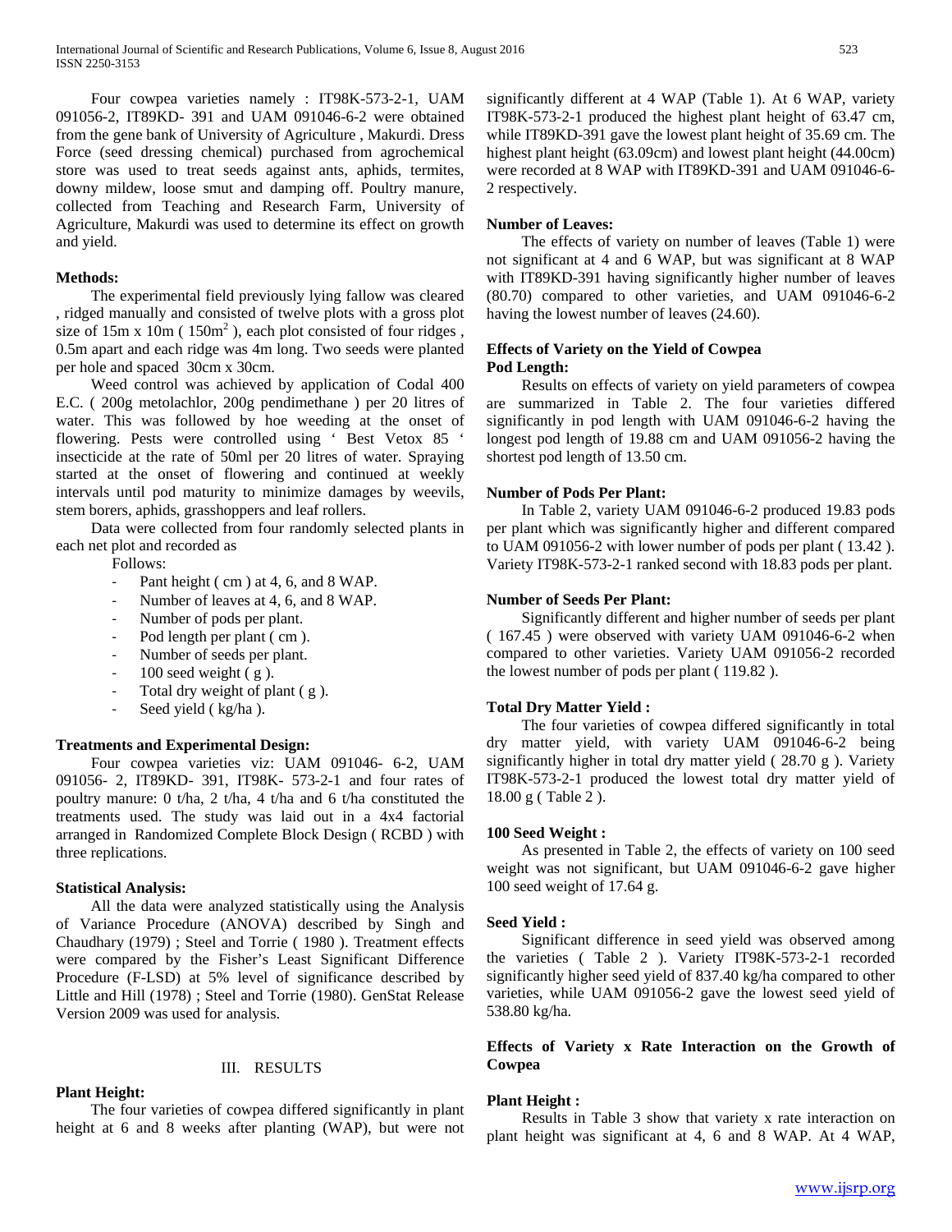Four cowpea varieties namely : IT98K-573-2-1, UAM 091056-2, IT89KD- 391 and UAM 091046-6-2 were obtained from the gene bank of University of Agriculture , Makurdi. Dress Force (seed dressing chemical) purchased from agrochemical store was used to treat seeds against ants, aphids, termites, downy mildew, loose smut and damping off. Poultry manure, collected from Teaching and Research Farm, University of Agriculture, Makurdi was used to determine its effect on growth and yield.

**Methods:**

The experimental field previously lying fallow was cleared , ridged manually and consisted of twelve plots with a gross plot size of 15m x 10m ( 150m$^2$ ), each plot consisted of four ridges , 0.5m apart and each ridge was 4m long. Two seeds were planted per hole and spaced 30cm x 30cm.

Weed control was achieved by application of Codal 400 E.C. ( 200g metolachlor, 200g pendimethane ) per 20 litres of water. This was followed by hoe weeding at the onset of flowering. Pests were controlled using ' Best Vetox 85 ' insecticide at the rate of 50ml per 20 litres of water. Spraying started at the onset of flowering and continued at weekly intervals until pod maturity to minimize damages by weevils, stem borers, aphids, grasshoppers and leaf rollers.

Data were collected from four randomly selected plants in each net plot and recorded as

Follows:

- Pant height ( cm ) at 4, 6, and 8 WAP.
- Number of leaves at 4, 6, and 8 WAP.
- Number of pods per plant.
- Pod length per plant ( cm ).
- Number of seeds per plant.
- 100 seed weight ( g ).
- Total dry weight of plant ( g ).
- Seed yield ( kg/ha ).

**Treatments and Experimental Design:**

Four cowpea varieties viz: UAM 091046- 6-2, UAM 091056- 2, IT89KD- 391, IT98K- 573-2-1 and four rates of poultry manure: 0 t/ha, 2 t/ha, 4 t/ha and 6 t/ha constituted the treatments used. The study was laid out in a 4x4 factorial arranged in Randomized Complete Block Design ( RCBD ) with three replications.

**Statistical Analysis:**

All the data were analyzed statistically using the Analysis of Variance Procedure (ANOVA) described by Singh and Chaudhary (1979) ; Steel and Torrie ( 1980 ). Treatment effects were compared by the Fisher's Least Significant Difference Procedure (F-LSD) at 5% level of significance described by Little and Hill (1978) ; Steel and Torrie (1980). GenStat Release Version 2009 was used for analysis.

## III. RESULTS

**Plant Height:**

The four varieties of cowpea differed significantly in plant height at 6 and 8 weeks after planting (WAP), but were not significantly different at 4 WAP (Table 1). At 6 WAP, variety IT98K-573-2-1 produced the highest plant height of 63.47 cm, while IT89KD-391 gave the lowest plant height of 35.69 cm. The highest plant height (63.09cm) and lowest plant height (44.00cm) were recorded at 8 WAP with IT89KD-391 and UAM 091046-6-2 respectively.

**Number of Leaves:**

The effects of variety on number of leaves (Table 1) were not significant at 4 and 6 WAP, but was significant at 8 WAP with IT89KD-391 having significantly higher number of leaves (80.70) compared to other varieties, and UAM 091046-6-2 having the lowest number of leaves (24.60).

**Effects of Variety on the Yield of Cowpea**

**Pod Length:**

Results on effects of variety on yield parameters of cowpea are summarized in Table 2. The four varieties differed significantly in pod length with UAM 091046-6-2 having the longest pod length of 19.88 cm and UAM 091056-2 having the shortest pod length of 13.50 cm.

**Number of Pods Per Plant:**

In Table 2, variety UAM 091046-6-2 produced 19.83 pods per plant which was significantly higher and different compared to UAM 091056-2 with lower number of pods per plant ( 13.42 ). Variety IT98K-573-2-1 ranked second with 18.83 pods per plant.

**Number of Seeds Per Plant:**

Significantly different and higher number of seeds per plant ( 167.45 ) were observed with variety UAM 091046-6-2 when compared to other varieties. Variety UAM 091056-2 recorded the lowest number of pods per plant ( 119.82 ).

**Total Dry Matter Yield :**

The four varieties of cowpea differed significantly in total dry matter yield, with variety UAM 091046-6-2 being significantly higher in total dry matter yield ( 28.70 g ). Variety IT98K-573-2-1 produced the lowest total dry matter yield of 18.00 g ( Table 2 ).

**100 Seed Weight :**

As presented in Table 2, the effects of variety on 100 seed weight was not significant, but UAM 091046-6-2 gave higher 100 seed weight of 17.64 g.

**Seed Yield :**

Significant difference in seed yield was observed among the varieties ( Table 2 ). Variety IT98K-573-2-1 recorded significantly higher seed yield of 837.40 kg/ha compared to other varieties, while UAM 091056-2 gave the lowest seed yield of 538.80 kg/ha.

**Effects of Variety x Rate Interaction on the Growth of Cowpea**

**Plant Height :**

Results in Table 3 show that variety x rate interaction on plant height was significant at 4, 6 and 8 WAP. At 4 WAP,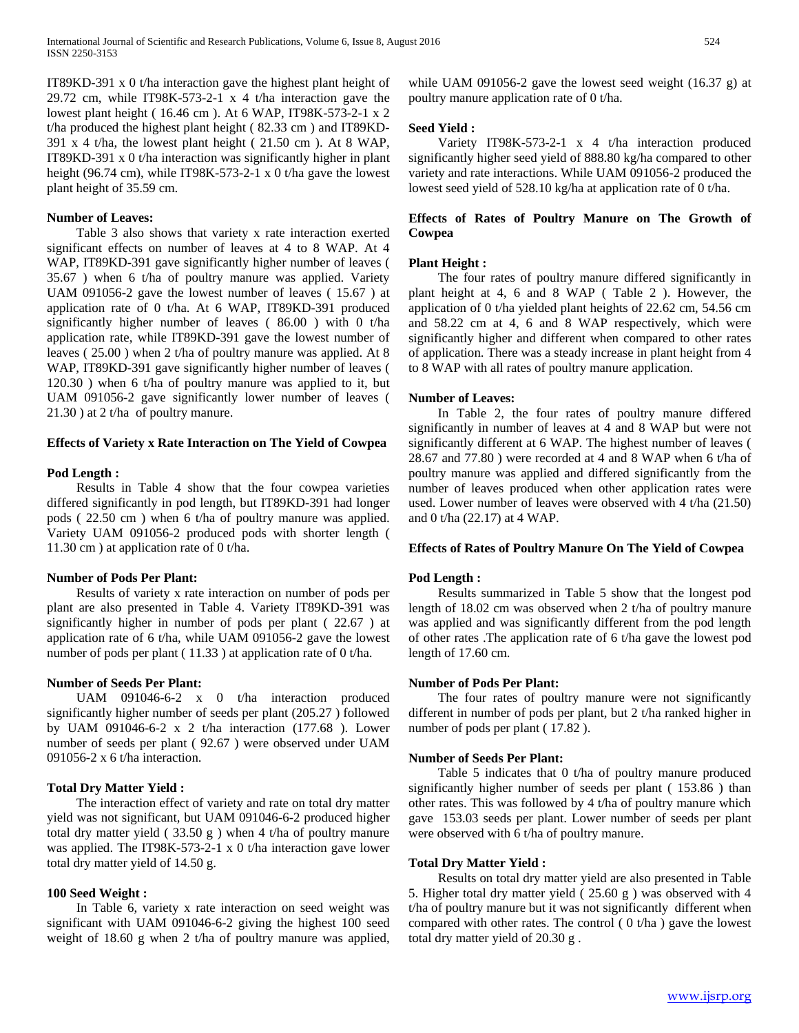IT89KD-391 x 0 t/ha interaction gave the highest plant height of 29.72 cm, while IT98K-573-2-1 x 4 t/ha interaction gave the lowest plant height ( 16.46 cm ). At 6 WAP, IT98K-573-2-1 x 2 t/ha produced the highest plant height ( 82.33 cm ) and IT89KD-391 x 4 t/ha, the lowest plant height ( 21.50 cm ). At 8 WAP, IT89KD-391 x 0 t/ha interaction was significantly higher in plant height (96.74 cm), while IT98K-573-2-1 x 0 t/ha gave the lowest plant height of 35.59 cm.

**Number of Leaves:**

Table 3 also shows that variety x rate interaction exerted significant effects on number of leaves at 4 to 8 WAP. At 4 WAP, IT89KD-391 gave significantly higher number of leaves ( 35.67 ) when 6 t/ha of poultry manure was applied. Variety UAM 091056-2 gave the lowest number of leaves ( 15.67 ) at application rate of 0 t/ha. At 6 WAP, IT89KD-391 produced significantly higher number of leaves ( 86.00 ) with 0 t/ha application rate, while IT89KD-391 gave the lowest number of leaves ( 25.00 ) when 2 t/ha of poultry manure was applied. At 8 WAP, IT89KD-391 gave significantly higher number of leaves ( 120.30 ) when 6 t/ha of poultry manure was applied to it, but UAM 091056-2 gave significantly lower number of leaves ( 21.30 ) at 2 t/ha of poultry manure.

**Effects of Variety x Rate Interaction on The Yield of Cowpea**

**Pod Length :**

Results in Table 4 show that the four cowpea varieties differed significantly in pod length, but IT89KD-391 had longer pods ( 22.50 cm ) when 6 t/ha of poultry manure was applied. Variety UAM 091056-2 produced pods with shorter length ( 11.30 cm ) at application rate of 0 t/ha.

**Number of Pods Per Plant:**

Results of variety x rate interaction on number of pods per plant are also presented in Table 4. Variety IT89KD-391 was significantly higher in number of pods per plant ( 22.67 ) at application rate of 6 t/ha, while UAM 091056-2 gave the lowest number of pods per plant ( 11.33 ) at application rate of 0 t/ha.

**Number of Seeds Per Plant:**

UAM 091046-6-2 x 0 t/ha interaction produced significantly higher number of seeds per plant (205.27 ) followed by UAM 091046-6-2 x 2 t/ha interaction (177.68 ). Lower number of seeds per plant ( 92.67 ) were observed under UAM 091056-2 x 6 t/ha interaction.

**Total Dry Matter Yield :**

The interaction effect of variety and rate on total dry matter yield was not significant, but UAM 091046-6-2 produced higher total dry matter yield ( 33.50 g ) when 4 t/ha of poultry manure was applied. The IT98K-573-2-1 x 0 t/ha interaction gave lower total dry matter yield of 14.50 g.

**100 Seed Weight :**

In Table 6, variety x rate interaction on seed weight was significant with UAM 091046-6-2 giving the highest 100 seed weight of 18.60 g when 2 t/ha of poultry manure was applied, while UAM 091056-2 gave the lowest seed weight (16.37 g) at poultry manure application rate of 0 t/ha.

**Seed Yield :**

Variety IT98K-573-2-1 x 4 t/ha interaction produced significantly higher seed yield of 888.80 kg/ha compared to other variety and rate interactions. While UAM 091056-2 produced the lowest seed yield of 528.10 kg/ha at application rate of 0 t/ha.

**Effects of Rates of Poultry Manure on The Growth of Cowpea**

**Plant Height :**

The four rates of poultry manure differed significantly in plant height at 4, 6 and 8 WAP ( Table 2 ). However, the application of 0 t/ha yielded plant heights of 22.62 cm, 54.56 cm and 58.22 cm at 4, 6 and 8 WAP respectively, which were significantly higher and different when compared to other rates of application. There was a steady increase in plant height from 4 to 8 WAP with all rates of poultry manure application.

**Number of Leaves:**

In Table 2, the four rates of poultry manure differed significantly in number of leaves at 4 and 8 WAP but were not significantly different at 6 WAP. The highest number of leaves ( 28.67 and 77.80 ) were recorded at 4 and 8 WAP when 6 t/ha of poultry manure was applied and differed significantly from the number of leaves produced when other application rates were used. Lower number of leaves were observed with 4 t/ha (21.50) and 0 t/ha (22.17) at 4 WAP.

**Effects of Rates of Poultry Manure On The Yield of Cowpea**

**Pod Length :**

Results summarized in Table 5 show that the longest pod length of 18.02 cm was observed when 2 t/ha of poultry manure was applied and was significantly different from the pod length of other rates .The application rate of 6 t/ha gave the lowest pod length of 17.60 cm.

**Number of Pods Per Plant:**

The four rates of poultry manure were not significantly different in number of pods per plant, but 2 t/ha ranked higher in number of pods per plant ( 17.82 ).

**Number of Seeds Per Plant:**

Table 5 indicates that 0 t/ha of poultry manure produced significantly higher number of seeds per plant ( 153.86 ) than other rates. This was followed by 4 t/ha of poultry manure which gave 153.03 seeds per plant. Lower number of seeds per plant were observed with 6 t/ha of poultry manure.

**Total Dry Matter Yield :**

Results on total dry matter yield are also presented in Table 5. Higher total dry matter yield ( 25.60 g ) was observed with 4 t/ha of poultry manure but it was not significantly different when compared with other rates. The control ( 0 t/ha ) gave the lowest total dry matter yield of 20.30 g .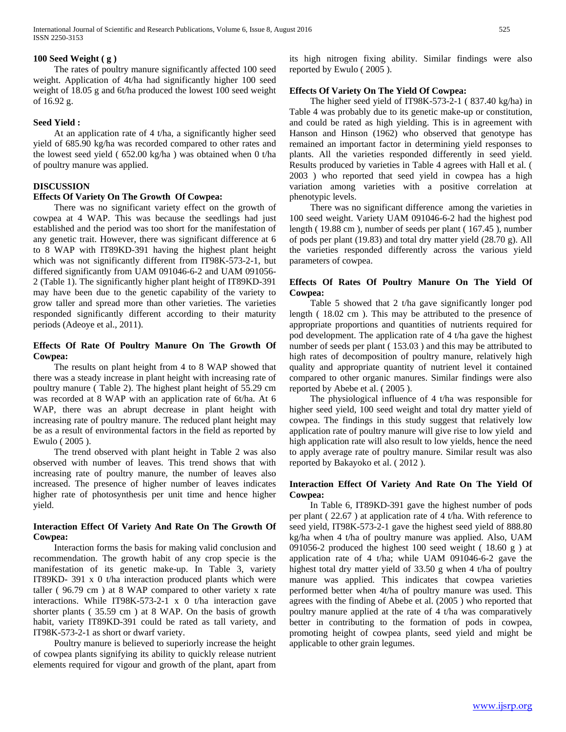**100 Seed Weight ( g )**

The rates of poultry manure significantly affected 100 seed weight. Application of 4t/ha had significantly higher 100 seed weight of 18.05 g and 6t/ha produced the lowest 100 seed weight of 16.92 g.

**Seed Yield :**

At an application rate of 4 t/ha, a significantly higher seed yield of 685.90 kg/ha was recorded compared to other rates and the lowest seed yield ( 652.00 kg/ha ) was obtained when 0 t/ha of poultry manure was applied.

## DISCUSSION

### Effects Of Variety On The Growth Of Cowpea:

There was no significant variety effect on the growth of cowpea at 4 WAP. This was because the seedlings had just established and the period was too short for the manifestation of any genetic trait. However, there was significant difference at 6 to 8 WAP with IT89KD-391 having the highest plant height which was not significantly different from IT98K-573-2-1, but differed significantly from UAM 091046-6-2 and UAM 091056-2 (Table 1). The significantly higher plant height of IT89KD-391 may have been due to the genetic capability of the variety to grow taller and spread more than other varieties. The varieties responded significantly different according to their maturity periods (Adeoye et al., 2011).

### Effects Of Rate Of Poultry Manure On The Growth Of Cowpea:

The results on plant height from 4 to 8 WAP showed that there was a steady increase in plant height with increasing rate of poultry manure ( Table 2). The highest plant height of 55.29 cm was recorded at 8 WAP with an application rate of 6t/ha. At 6 WAP, there was an abrupt decrease in plant height with increasing rate of poultry manure. The reduced plant height may be as a result of environmental factors in the field as reported by Ewulo ( 2005 ).

The trend observed with plant height in Table 2 was also observed with number of leaves. This trend shows that with increasing rate of poultry manure, the number of leaves also increased. The presence of higher number of leaves indicates higher rate of photosynthesis per unit time and hence higher yield.

### Interaction Effect Of Variety And Rate On The Growth Of Cowpea:

Interaction forms the basis for making valid conclusion and recommendation. The growth habit of any crop specie is the manifestation of its genetic make-up. In Table 3, variety IT89KD- 391 x 0 t/ha interaction produced plants which were taller ( 96.79 cm ) at 8 WAP compared to other variety x rate interactions. While IT98K-573-2-1 x 0 t/ha interaction gave shorter plants ( 35.59 cm ) at 8 WAP. On the basis of growth habit, variety IT89KD-391 could be rated as tall variety, and IT98K-573-2-1 as short or dwarf variety.

Poultry manure is believed to superiorly increase the height of cowpea plants signifying its ability to quickly release nutrient elements required for vigour and growth of the plant, apart from its high nitrogen fixing ability. Similar findings were also reported by Ewulo ( 2005 ).

### Effects Of Variety On The Yield Of Cowpea:

The higher seed yield of IT98K-573-2-1 ( 837.40 kg/ha) in Table 4 was probably due to its genetic make-up or constitution, and could be rated as high yielding. This is in agreement with Hanson and Hinson (1962) who observed that genotype has remained an important factor in determining yield responses to plants. All the varieties responded differently in seed yield. Results produced by varieties in Table 4 agrees with Hall et al. ( 2003 ) who reported that seed yield in cowpea has a high variation among varieties with a positive correlation at phenotypic levels.

There was no significant difference among the varieties in 100 seed weight. Variety UAM 091046-6-2 had the highest pod length ( 19.88 cm ), number of seeds per plant ( 167.45 ), number of pods per plant (19.83) and total dry matter yield (28.70 g). All the varieties responded differently across the various yield parameters of cowpea.

### Effects Of Rates Of Poultry Manure On The Yield Of Cowpea:

Table 5 showed that 2 t/ha gave significantly longer pod length ( 18.02 cm ). This may be attributed to the presence of appropriate proportions and quantities of nutrients required for pod development. The application rate of 4 t/ha gave the highest number of seeds per plant ( 153.03 ) and this may be attributed to high rates of decomposition of poultry manure, relatively high quality and appropriate quantity of nutrient level it contained compared to other organic manures. Similar findings were also reported by Abebe et al. ( 2005 ).

The physiological influence of 4 t/ha was responsible for higher seed yield, 100 seed weight and total dry matter yield of cowpea. The findings in this study suggest that relatively low application rate of poultry manure will give rise to low yield and high application rate will also result to low yields, hence the need to apply average rate of poultry manure. Similar result was also reported by Bakayoko et al. ( 2012 ).

### Interaction Effect Of Variety And Rate On The Yield Of Cowpea:

In Table 6, IT89KD-391 gave the highest number of pods per plant ( 22.67 ) at application rate of 4 t/ha. With reference to seed yield, IT98K-573-2-1 gave the highest seed yield of 888.80 kg/ha when 4 t/ha of poultry manure was applied. Also, UAM 091056-2 produced the highest 100 seed weight ( 18.60 g ) at application rate of 4 t/ha; while UAM 091046-6-2 gave the highest total dry matter yield of 33.50 g when 4 t/ha of poultry manure was applied. This indicates that cowpea varieties performed better when 4t/ha of poultry manure was used. This agrees with the finding of Abebe et al. (2005 ) who reported that poultry manure applied at the rate of 4 t/ha was comparatively better in contributing to the formation of pods in cowpea, promoting height of cowpea plants, seed yield and might be applicable to other grain legumes.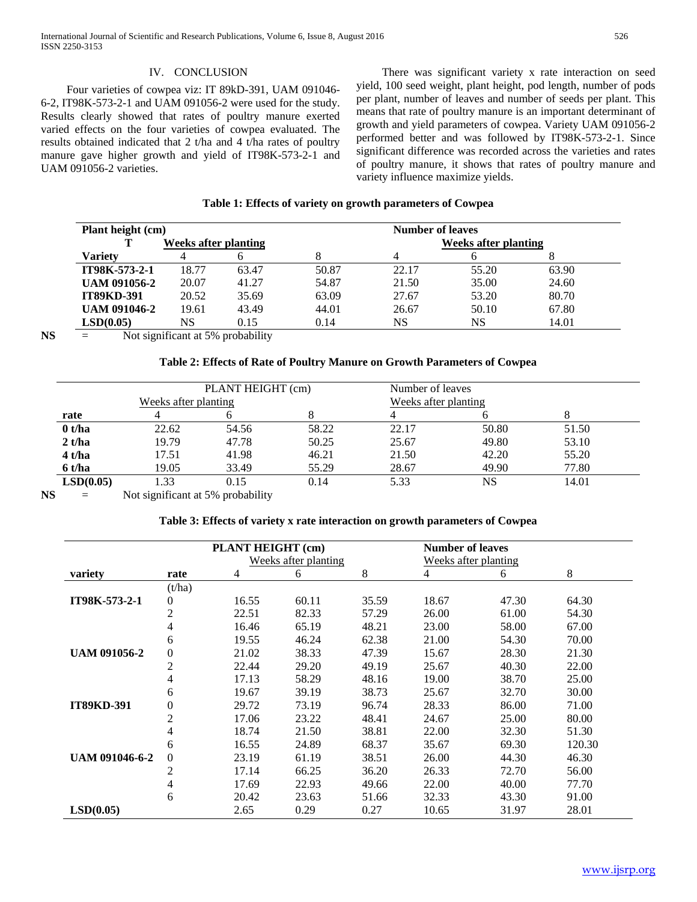## IV. CONCLUSION

Four varieties of cowpea viz: IT 89kD-391, UAM 091046-6-2, IT98K-573-2-1 and UAM 091056-2 were used for the study. Results clearly showed that rates of poultry manure exerted varied effects on the four varieties of cowpea evaluated. The results obtained indicated that 2 t/ha and 4 t/ha rates of poultry manure gave higher growth and yield of IT98K-573-2-1 and UAM 091056-2 varieties.

There was significant variety x rate interaction on seed yield, 100 seed weight, plant height, pod length, number of pods per plant, number of leaves and number of seeds per plant. This means that rate of poultry manure is an important determinant of growth and yield parameters of cowpea. Variety UAM 091056-2 performed better and was followed by IT98K-573-2-1. Since significant difference was recorded across the varieties and rates of poultry manure, it shows that rates of poultry manure and variety influence maximize yields.

**Table 1: Effects of variety on growth parameters of Cowpea**

| **Plant height (cm)** | | | | **Number of leaves** | | |
|---|---|---|---|---|---|---|
| **T** | **Weeks after planting** | | | **Weeks after planting** | | |
| **Variety** | 4 | 6 | 8 | 4 | 6 | 8 |
| **IT98K-573-2-1** | 18.77 | 63.47 | 50.87 | 22.17 | 55.20 | 63.90 |
| **UAM 091056-2** | 20.07 | 41.27 | 54.87 | 21.50 | 35.00 | 24.60 |
| **IT89KD-391** | 20.52 | 35.69 | 63.09 | 27.67 | 53.20 | 80.70 |
| **UAM 091046-2** | 19.61 | 43.49 | 44.01 | 26.67 | 50.10 | 67.80 |
| **LSD(0.05)** | NS | 0.15 | 0.14 | NS | NS | 14.01 |

**NS** = Not significant at 5% probability

**Table 2: Effects of Rate of Poultry Manure on Growth Parameters of Cowpea**

| | PLANT HEIGHT (cm) | | | Number of leaves | | |
|---|---|---|---|---|---|---|
| | Weeks after planting | | | Weeks after planting | | |
| **rate** | 4 | 6 | 8 | 4 | 6 | 8 |
| **0 t/ha** | 22.62 | 54.56 | 58.22 | 22.17 | 50.80 | 51.50 |
| **2 t/ha** | 19.79 | 47.78 | 50.25 | 25.67 | 49.80 | 53.10 |
| **4 t/ha** | 17.51 | 41.98 | 46.21 | 21.50 | 42.20 | 55.20 |
| **6 t/ha** | 19.05 | 33.49 | 55.29 | 28.67 | 49.90 | 77.80 |
| **LSD(0.05)** | 1.33 | 0.15 | 0.14 | 5.33 | NS | 14.01 |

**NS** = Not significant at 5% probability

**Table 3: Effects of variety x rate interaction on growth parameters of Cowpea**

| | | **PLANT HEIGHT (cm)** | | | **Number of leaves** | | |
|---|---|---|---|---|---|---|---|
| | | Weeks after planting | | | Weeks after planting | | |
| **variety** | **rate** | 4 | 6 | 8 | 4 | 6 | 8 |
| | (t/ha) | | | | | | |
| **IT98K-573-2-1** | 0 | 16.55 | 60.11 | 35.59 | 18.67 | 47.30 | 64.30 |
| | 2 | 22.51 | 82.33 | 57.29 | 26.00 | 61.00 | 54.30 |
| | 4 | 16.46 | 65.19 | 48.21 | 23.00 | 58.00 | 67.00 |
| | 6 | 19.55 | 46.24 | 62.38 | 21.00 | 54.30 | 70.00 |
| **UAM 091056-2** | 0 | 21.02 | 38.33 | 47.39 | 15.67 | 28.30 | 21.30 |
| | 2 | 22.44 | 29.20 | 49.19 | 25.67 | 40.30 | 22.00 |
| | 4 | 17.13 | 58.29 | 48.16 | 19.00 | 38.70 | 25.00 |
| | 6 | 19.67 | 39.19 | 38.73 | 25.67 | 32.70 | 30.00 |
| **IT89KD-391** | 0 | 29.72 | 73.19 | 96.74 | 28.33 | 86.00 | 71.00 |
| | 2 | 17.06 | 23.22 | 48.41 | 24.67 | 25.00 | 80.00 |
| | 4 | 18.74 | 21.50 | 38.81 | 22.00 | 32.30 | 51.30 |
| | 6 | 16.55 | 24.89 | 68.37 | 35.67 | 69.30 | 120.30 |
| **UAM 091046-6-2** | 0 | 23.19 | 61.19 | 38.51 | 26.00 | 44.30 | 46.30 |
| | 2 | 17.14 | 66.25 | 36.20 | 26.33 | 72.70 | 56.00 |
| | 4 | 17.69 | 22.93 | 49.66 | 22.00 | 40.00 | 77.70 |
| | 6 | 20.42 | 23.63 | 51.66 | 32.33 | 43.30 | 91.00 |
| **LSD(0.05)** | | 2.65 | 0.29 | 0.27 | 10.65 | 31.97 | 28.01 |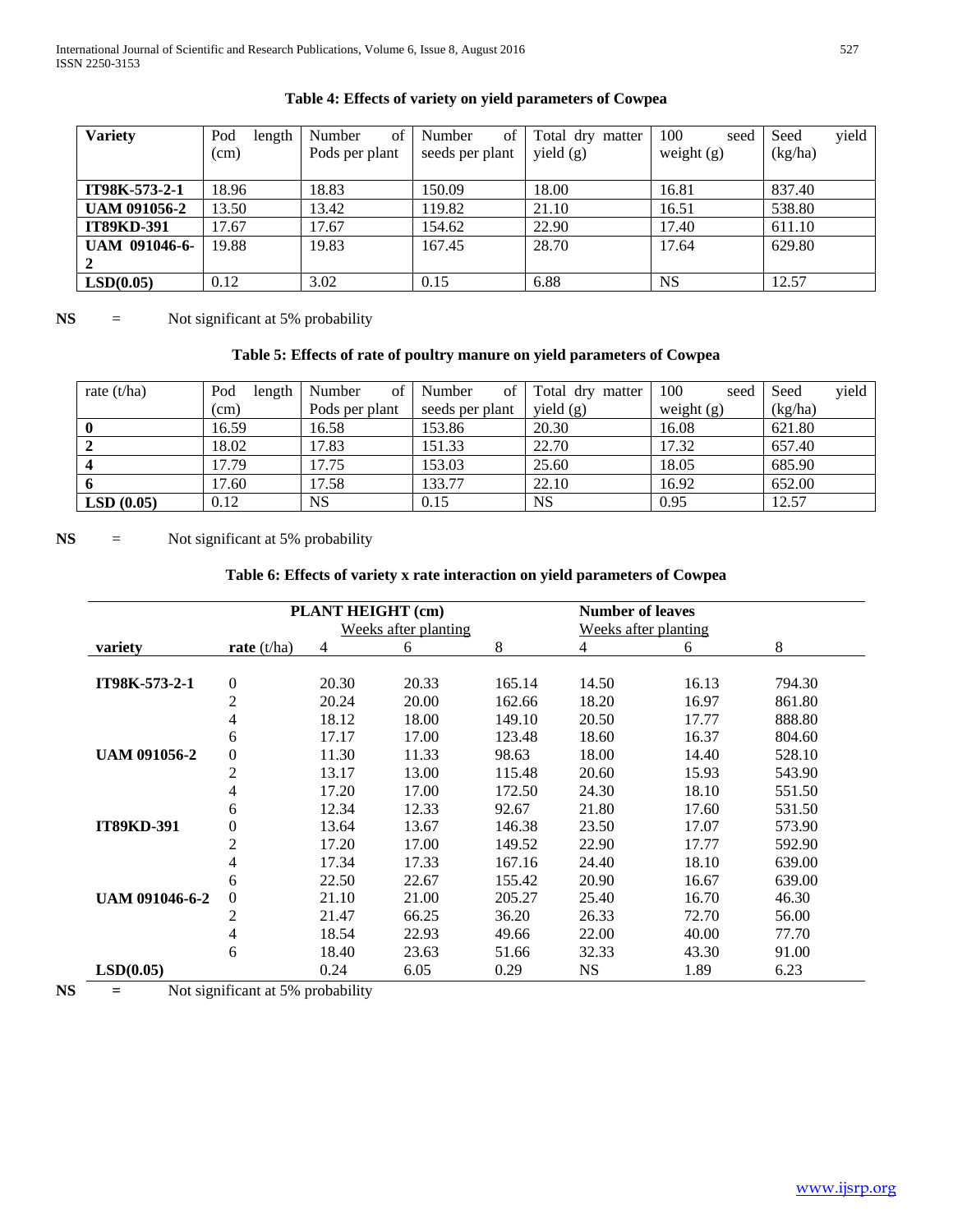**Table 4: Effects of variety on yield parameters of Cowpea**

| Variety | Pod length (cm) | Number of Pods per plant | Number of seeds per plant | Total dry matter yield (g) | 100 seed weight (g) | Seed yield (kg/ha) |
|---|---|---|---|---|---|---|
| **IT98K-573-2-1** | 18.96 | 18.83 | 150.09 | 18.00 | 16.81 | 837.40 |
| **UAM 091056-2** | 13.50 | 13.42 | 119.82 | 21.10 | 16.51 | 538.80 |
| **IT89KD-391** | 17.67 | 17.67 | 154.62 | 22.90 | 17.40 | 611.10 |
| **UAM 091046-6-2** | 19.88 | 19.83 | 167.45 | 28.70 | 17.64 | 629.80 |
| **LSD(0.05)** | 0.12 | 3.02 | 0.15 | 6.88 | NS | 12.57 |

**NS** = Not significant at 5% probability

**Table 5: Effects of rate of poultry manure on yield parameters of Cowpea**

| rate (t/ha) | Pod length (cm) | Number of Pods per plant | Number of seeds per plant | Total dry matter yield (g) | 100 seed weight (g) | Seed yield (kg/ha) |
|---|---|---|---|---|---|---|
| **0** | 16.59 | 16.58 | 153.86 | 20.30 | 16.08 | 621.80 |
| **2** | 18.02 | 17.83 | 151.33 | 22.70 | 17.32 | 657.40 |
| **4** | 17.79 | 17.75 | 153.03 | 25.60 | 18.05 | 685.90 |
| **6** | 17.60 | 17.58 | 133.77 | 22.10 | 16.92 | 652.00 |
| **LSD (0.05)** | 0.12 | NS | 0.15 | NS | 0.95 | 12.57 |

**NS** = Not significant at 5% probability

**Table 6: Effects of variety x rate interaction on yield parameters of Cowpea**

| | | PLANT HEIGHT (cm) Weeks after planting | | | Number of leaves Weeks after planting | | |
|---|---|---|---|---|---|---|---|
| **variety** | **rate** (t/ha) | 4 | 6 | 8 | 4 | 6 | 8 |
| **IT98K-573-2-1** | 0 | 20.30 | 20.33 | 165.14 | 14.50 | 16.13 | 794.30 |
| | 2 | 20.24 | 20.00 | 162.66 | 18.20 | 16.97 | 861.80 |
| | 4 | 18.12 | 18.00 | 149.10 | 20.50 | 17.77 | 888.80 |
| | 6 | 17.17 | 17.00 | 123.48 | 18.60 | 16.37 | 804.60 |
| **UAM 091056-2** | 0 | 11.30 | 11.33 | 98.63 | 18.00 | 14.40 | 528.10 |
| | 2 | 13.17 | 13.00 | 115.48 | 20.60 | 15.93 | 543.90 |
| | 4 | 17.20 | 17.00 | 172.50 | 24.30 | 18.10 | 551.50 |
| | 6 | 12.34 | 12.33 | 92.67 | 21.80 | 17.60 | 531.50 |
| **IT89KD-391** | 0 | 13.64 | 13.67 | 146.38 | 23.50 | 17.07 | 573.90 |
| | 2 | 17.20 | 17.00 | 149.52 | 22.90 | 17.77 | 592.90 |
| | 4 | 17.34 | 17.33 | 167.16 | 24.40 | 18.10 | 639.00 |
| | 6 | 22.50 | 22.67 | 155.42 | 20.90 | 16.67 | 639.00 |
| **UAM 091046-6-2** | 0 | 21.10 | 21.00 | 205.27 | 25.40 | 16.70 | 46.30 |
| | 2 | 21.47 | 66.25 | 36.20 | 26.33 | 72.70 | 56.00 |
| | 4 | 18.54 | 22.93 | 49.66 | 22.00 | 40.00 | 77.70 |
| | 6 | 18.40 | 23.63 | 51.66 | 32.33 | 43.30 | 91.00 |
| **LSD(0.05)** | | 0.24 | 6.05 | 0.29 | NS | 1.89 | 6.23 |

**NS** = Not significant at 5% probability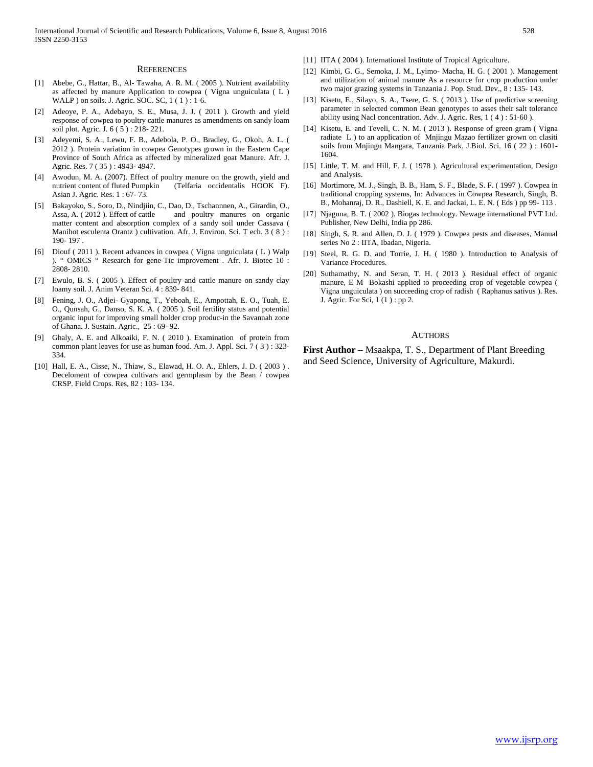## REFERENCES

[1] Abebe, G., Hattar, B., Al- Tawaha, A. R. M. ( 2005 ). Nutrient availability as affected by manure Application to cowpea ( Vigna unguiculata ( L ) WALP ) on soils. J. Agric. SOC. SC, 1 ( 1 ) : 1-6.

[2] Adeoye, P. A., Adebayo, S. E., Musa, J. J. ( 2011 ). Growth and yield response of cowpea to poultry cattle manures as amendments on sandy loam soil plot. Agric. J. 6 ( 5 ) : 218- 221.

[3] Adeyemi, S. A., Lewu, F. B., Adebola, P. O., Bradley, G., Okoh, A. L. ( 2012 ). Protein variation in cowpea Genotypes grown in the Eastern Cape Province of South Africa as affected by mineralized goat Manure. Afr. J. Agric. Res. 7 ( 35 ) : 4943- 4947.

[4] Awodun, M. A. (2007). Effect of poultry manure on the growth, yield and nutrient content of fluted Pumpkin (Telfaria occidentalis HOOK F). Asian J. Agric. Res. 1 : 67- 73.

[5] Bakayoko, S., Soro, D., Nindjiin, C., Dao, D., Tschannnen, A., Girardin, O., Assa, A. ( 2012 ). Effect of cattle and poultry manures on organic matter content and absorption complex of a sandy soil under Cassava ( Manihot esculenta Orantz ) cultivation. Afr. J. Environ. Sci. T ech. 3 ( 8 ) : 190- 197 .

[6] Diouf ( 2011 ). Recent advances in cowpea ( Vigna unguiculata ( L ) Walp ). " OMICS " Research for gene-Tic improvement . Afr. J. Biotec 10 : 2808- 2810.

[7] Ewulo, B. S. ( 2005 ). Effect of poultry and cattle manure on sandy clay loamy soil. J. Anim Veteran Sci. 4 : 839- 841.

[8] Fening, J. O., Adjei- Gyapong, T., Yeboah, E., Ampottah, E. O., Tuah, E. O., Qunsah, G., Danso, S. K. A. ( 2005 ). Soil fertility status and potential organic input for improving small holder crop produc-in the Savannah zone of Ghana. J. Sustain. Agric., 25 : 69- 92.

[9] Ghaly, A. E. and Alkoaiki, F. N. ( 2010 ). Examination of protein from common plant leaves for use as human food. Am. J. Appl. Sci. 7 ( 3 ) : 323- 334.

[10] Hall, E. A., Cisse, N., Thiaw, S., Elawad, H. O. A., Ehlers, J. D. ( 2003 ) . Deceloment of cowpea cultivars and germplasm by the Bean / cowpea CRSP. Field Crops. Res, 82 : 103- 134.

[11] IITA ( 2004 ). International Institute of Tropical Agriculture.

[12] Kimbi, G. G., Semoka, J. M., Lyimo- Macha, H. G. ( 2001 ). Management and utilization of animal manure As a resource for crop production under two major grazing systems in Tanzania J. Pop. Stud. Dev., 8 : 135- 143.

[13] Kisetu, E., Silayo, S. A., Tsere, G. S. ( 2013 ). Use of predictive screening parameter in selected common Bean genotypes to asses their salt tolerance ability using Nacl concentration. Adv. J. Agric. Res, 1 ( 4 ) : 51-60 ).

[14] Kisetu, E. and Teveli, C. N. M. ( 2013 ). Response of green gram ( Vigna radiate L ) to an application of Mnjingu Mazao fertilizer grown on clasiti soils from Mnjingu Mangara, Tanzania Park. J.Biol. Sci. 16 ( 22 ) : 1601- 1604.

[15] Little, T. M. and Hill, F. J. ( 1978 ). Agricultural experimentation, Design and Analysis.

[16] Mortimore, M. J., Singh, B. B., Ham, S. F., Blade, S. F. ( 1997 ). Cowpea in traditional cropping systems, In: Advances in Cowpea Research, Singh, B. B., Mohanraj, D. R., Dashiell, K. E. and Jackai, L. E. N. ( Eds ) pp 99- 113 .

[17] Njaguna, B. T. ( 2002 ). Biogas technology. Newage international PVT Ltd. Publisher, New Delhi, India pp 286.

[18] Singh, S. R. and Allen, D. J. ( 1979 ). Cowpea pests and diseases, Manual series No 2 : IITA, Ibadan, Nigeria.

[19] Steel, R. G. D. and Torrie, J. H. ( 1980 ). Introduction to Analysis of Variance Procedures.

[20] Suthamathy, N. and Seran, T. H. ( 2013 ). Residual effect of organic manure, E M Bokashi applied to proceeding crop of vegetable cowpea ( Vigna unguiculata ) on succeeding crop of radish ( Raphanus sativus ). Res. J. Agric. For Sci, 1 (1 ) : pp 2.

## AUTHORS

**First Author** – Msaakpa, T. S., Department of Plant Breeding and Seed Science, University of Agriculture, Makurdi.